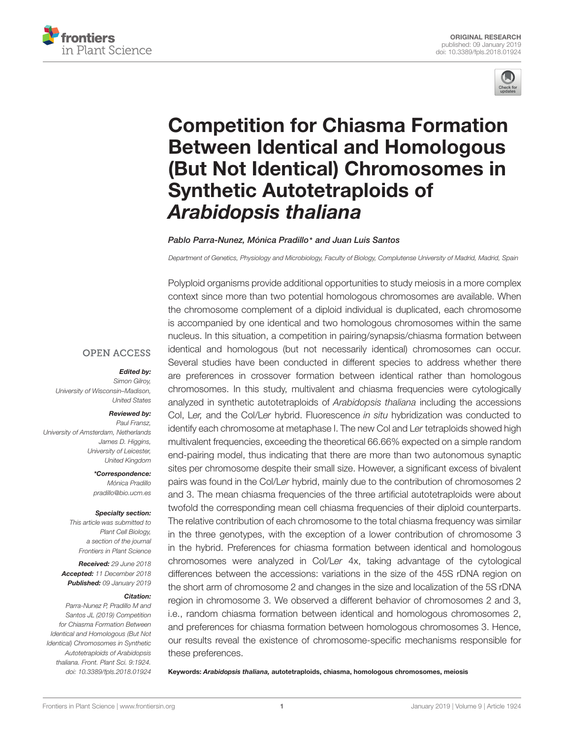ORIGINAL RESEARCH
published: 09 January 2019
doi: 10.3389/fpls.2018.01924

# Competition for Chiasma Formation Between Identical and Homologous (But Not Identical) Chromosomes in Synthetic Autotetraploids of *Arabidopsis thaliana*

*Pablo Parra-Nunez, Mónica Pradillo\* and Juan Luis Santos*

*Department of Genetics, Physiology and Microbiology, Faculty of Biology, Complutense University of Madrid, Madrid, Spain*

OPEN ACCESS

***Edited by:***
*Simon Gilroy, University of Wisconsin–Madison, United States*

***Reviewed by:***
*Paul Fransz, University of Amsterdam, Netherlands*
*James D. Higgins, University of Leicester, United Kingdom*

***\*Correspondence:***
*Mónica Pradillo*
*pradillo@bio.ucm.es*

***Specialty section:***
*This article was submitted to Plant Cell Biology, a section of the journal Frontiers in Plant Science*

***Received:*** *29 June 2018*
***Accepted:*** *11 December 2018*
***Published:*** *09 January 2019*

***Citation:***
*Parra-Nunez P, Pradillo M and Santos JL (2019) Competition for Chiasma Formation Between Identical and Homologous (But Not Identical) Chromosomes in Synthetic Autotetraploids of Arabidopsis thaliana. Front. Plant Sci. 9:1924. doi: 10.3389/fpls.2018.01924*

Polyploid organisms provide additional opportunities to study meiosis in a more complex context since more than two potential homologous chromosomes are available. When the chromosome complement of a diploid individual is duplicated, each chromosome is accompanied by one identical and two homologous chromosomes within the same nucleus. In this situation, a competition in pairing/synapsis/chiasma formation between identical and homologous (but not necessarily identical) chromosomes can occur. Several studies have been conducted in different species to address whether there are preferences in crossover formation between identical rather than homologous chromosomes. In this study, multivalent and chiasma frequencies were cytologically analyzed in synthetic autotetraploids of *Arabidopsis thaliana* including the accessions Col, L*er,* and the Col/L*er* hybrid. Fluorescence *in situ* hybridization was conducted to identify each chromosome at metaphase I. The new Col and L*er* tetraploids showed high multivalent frequencies, exceeding the theoretical 66.66% expected on a simple random end-pairing model, thus indicating that there are more than two autonomous synaptic sites per chromosome despite their small size. However, a significant excess of bivalent pairs was found in the Col/L*er* hybrid, mainly due to the contribution of chromosomes 2 and 3. The mean chiasma frequencies of the three artificial autotetraploids were about twofold the corresponding mean cell chiasma frequencies of their diploid counterparts. The relative contribution of each chromosome to the total chiasma frequency was similar in the three genotypes, with the exception of a lower contribution of chromosome 3 in the hybrid. Preferences for chiasma formation between identical and homologous chromosomes were analyzed in Col/L*er* 4x, taking advantage of the cytological differences between the accessions: variations in the size of the 45S rDNA region on the short arm of chromosome 2 and changes in the size and localization of the 5S rDNA region in chromosome 3. We observed a different behavior of chromosomes 2 and 3, i.e., random chiasma formation between identical and homologous chromosomes 2, and preferences for chiasma formation between homologous chromosomes 3. Hence, our results reveal the existence of chromosome-specific mechanisms responsible for these preferences.

**Keywords:** ***Arabidopsis thaliana,*** **autotetraploids, chiasma, homologous chromosomes, meiosis**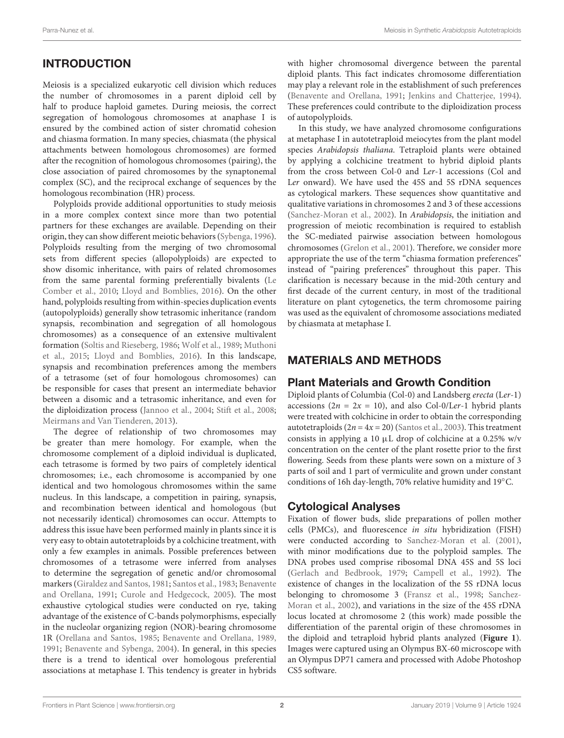## INTRODUCTION

Meiosis is a specialized eukaryotic cell division which reduces the number of chromosomes in a parent diploid cell by half to produce haploid gametes. During meiosis, the correct segregation of homologous chromosomes at anaphase I is ensured by the combined action of sister chromatid cohesion and chiasma formation. In many species, chiasmata (the physical attachments between homologous chromosomes) are formed after the recognition of homologous chromosomes (pairing), the close association of paired chromosomes by the synaptonemal complex (SC), and the reciprocal exchange of sequences by the homologous recombination (HR) process.

Polyploids provide additional opportunities to study meiosis in a more complex context since more than two potential partners for these exchanges are available. Depending on their origin, they can show different meiotic behaviors (Sybenga, 1996). Polyploids resulting from the merging of two chromosomal sets from different species (allopolyploids) are expected to show disomic inheritance, with pairs of related chromosomes from the same parental forming preferentially bivalents (Le Comber et al., 2010; Lloyd and Bomblies, 2016). On the other hand, polyploids resulting from within-species duplication events (autopolyploids) generally show tetrasomic inheritance (random synapsis, recombination and segregation of all homologous chromosomes) as a consequence of an extensive multivalent formation (Soltis and Rieseberg, 1986; Wolf et al., 1989; Muthoni et al., 2015; Lloyd and Bomblies, 2016). In this landscape, synapsis and recombination preferences among the members of a tetrasome (set of four homologous chromosomes) can be responsible for cases that present an intermediate behavior between a disomic and a tetrasomic inheritance, and even for the diploidization process (Jannoo et al., 2004; Stift et al., 2008; Meirmans and Van Tienderen, 2013).

The degree of relationship of two chromosomes may be greater than mere homology. For example, when the chromosome complement of a diploid individual is duplicated, each tetrasome is formed by two pairs of completely identical chromosomes; i.e., each chromosome is accompanied by one identical and two homologous chromosomes within the same nucleus. In this landscape, a competition in pairing, synapsis, and recombination between identical and homologous (but not necessarily identical) chromosomes can occur. Attempts to address this issue have been performed mainly in plants since it is very easy to obtain autotetraploids by a colchicine treatment, with only a few examples in animals. Possible preferences between chromosomes of a tetrasome were inferred from analyses to determine the segregation of genetic and/or chromosomal markers (Giraldez and Santos, 1981; Santos et al., 1983; Benavente and Orellana, 1991; Curole and Hedgecock, 2005). The most exhaustive cytological studies were conducted on rye, taking advantage of the existence of C-bands polymorphisms, especially in the nucleolar organizing region (NOR)-bearing chromosome 1R (Orellana and Santos, 1985; Benavente and Orellana, 1989, 1991; Benavente and Sybenga, 2004). In general, in this species there is a trend to identical over homologous preferential associations at metaphase I. This tendency is greater in hybrids with higher chromosomal divergence between the parental diploid plants. This fact indicates chromosome differentiation may play a relevant role in the establishment of such preferences (Benavente and Orellana, 1991; Jenkins and Chatterjee, 1994). These preferences could contribute to the diploidization process of autopolyploids.

In this study, we have analyzed chromosome configurations at metaphase I in autotetraploid meiocytes from the plant model species *Arabidopsis thaliana*. Tetraploid plants were obtained by applying a colchicine treatment to hybrid diploid plants from the cross between Col-0 and L*er*-1 accessions (Col and L*er* onward). We have used the 45S and 5S rDNA sequences as cytological markers. These sequences show quantitative and qualitative variations in chromosomes 2 and 3 of these accessions (Sanchez-Moran et al., 2002). In *Arabidopsis*, the initiation and progression of meiotic recombination is required to establish the SC-mediated pairwise association between homologous chromosomes (Grelon et al., 2001). Therefore, we consider more appropriate the use of the term "chiasma formation preferences" instead of "pairing preferences" throughout this paper. This clarification is necessary because in the mid-20th century and first decade of the current century, in most of the traditional literature on plant cytogenetics, the term chromosome pairing was used as the equivalent of chromosome associations mediated by chiasmata at metaphase I.

## MATERIALS AND METHODS

### Plant Materials and Growth Condition

Diploid plants of Columbia (Col-0) and Landsberg *erecta* (L*er*-1) accessions ($2n = 2x = 10$), and also Col-0/L*er*-1 hybrid plants were treated with colchicine in order to obtain the corresponding autotetraploids ($2n = 4x = 20$) (Santos et al., 2003). This treatment consists in applying a 10 μL drop of colchicine at a 0.25% w/v concentration on the center of the plant rosette prior to the first flowering. Seeds from these plants were sown on a mixture of 3 parts of soil and 1 part of vermiculite and grown under constant conditions of 16h day-length, 70% relative humidity and 19°C.

### Cytological Analyses

Fixation of flower buds, slide preparations of pollen mother cells (PMCs), and fluorescence *in situ* hybridization (FISH) were conducted according to Sanchez-Moran et al. (2001), with minor modifications due to the polyploid samples. The DNA probes used comprise ribosomal DNA 45S and 5S loci (Gerlach and Bedbrook, 1979; Campell et al., 1992). The existence of changes in the localization of the 5S rDNA locus belonging to chromosome 3 (Fransz et al., 1998; Sanchez-Moran et al., 2002), and variations in the size of the 45S rDNA locus located at chromosome 2 (this work) made possible the differentiation of the parental origin of these chromosomes in the diploid and tetraploid hybrid plants analyzed (**Figure 1**). Images were captured using an Olympus BX-60 microscope with an Olympus DP71 camera and processed with Adobe Photoshop CS5 software.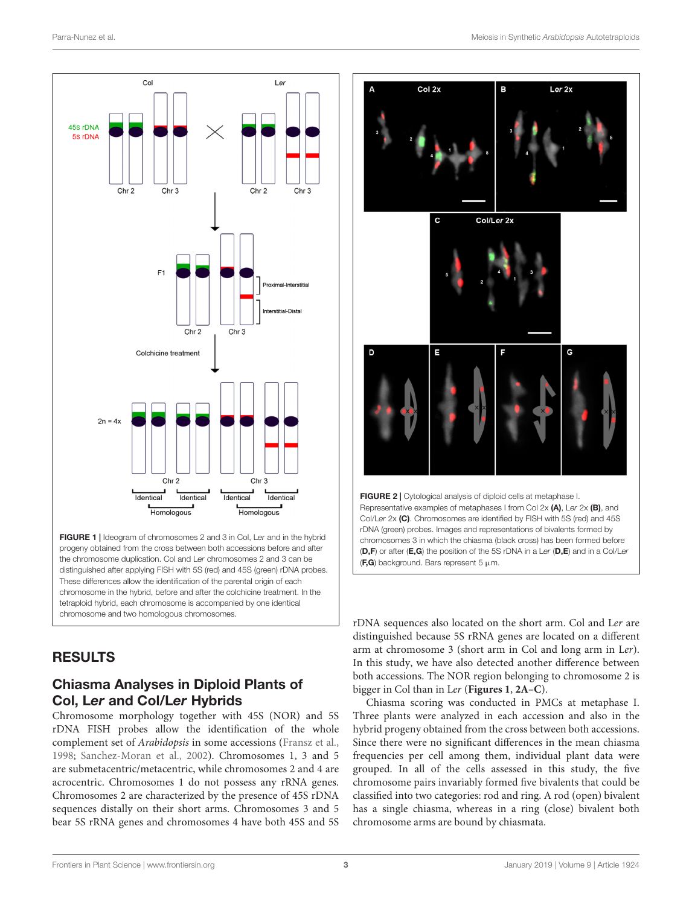**FIGURE 1 |** Ideogram of chromosomes 2 and 3 in Col, *Ler* and in the hybrid progeny obtained from the cross between both accessions before and after the chromosome duplication. Col and *Ler* chromosomes 2 and 3 can be distinguished after applying FISH with 5S (red) and 45S (green) rDNA probes. These differences allow the identification of the parental origin of each chromosome in the hybrid, before and after the colchicine treatment. In the tetraploid hybrid, each chromosome is accompanied by one identical chromosome and two homologous chromosomes.

**FIGURE 2 |** Cytological analysis of diploid cells at metaphase I. Representative examples of metaphases I from Col 2x **(A)**, *Ler* 2x **(B)**, and Col/*Ler* 2x **(C)**. Chromosomes are identified by FISH with 5S (red) and 45S rDNA (green) probes. Images and representations of bivalents formed by chromosomes 3 in which the chiasma (black cross) has been formed before **(D,F)** or after **(E,G)** the position of the 5S rDNA in a *Ler* **(D,E)** and in a Col/*Ler* **(F,G)** background. Bars represent 5 μm.

## RESULTS

### Chiasma Analyses in Diploid Plants of Col, *Ler* and Col/*Ler* Hybrids

Chromosome morphology together with 45S (NOR) and 5S rDNA FISH probes allow the identification of the whole complement set of *Arabidopsis* in some accessions (Fransz et al., 1998; Sanchez-Moran et al., 2002). Chromosomes 1, 3 and 5 are submetacentric/metacentric, while chromosomes 2 and 4 are acrocentric. Chromosomes 1 do not possess any rRNA genes. Chromosomes 2 are characterized by the presence of 45S rDNA sequences distally on their short arms. Chromosomes 3 and 5 bear 5S rRNA genes and chromosomes 4 have both 45S and 5S rDNA sequences also located on the short arm. Col and *Ler* are distinguished because 5S rRNA genes are located on a different arm at chromosome 3 (short arm in Col and long arm in *Ler*). In this study, we have also detected another difference between both accessions. The NOR region belonging to chromosome 2 is bigger in Col than in *Ler* (**Figures 1**, **2A–C**).

Chiasma scoring was conducted in PMCs at metaphase I. Three plants were analyzed in each accession and also in the hybrid progeny obtained from the cross between both accessions. Since there were no significant differences in the mean chiasma frequencies per cell among them, individual plant data were grouped. In all of the cells assessed in this study, the five chromosome pairs invariably formed five bivalents that could be classified into two categories: rod and ring. A rod (open) bivalent has a single chiasma, whereas in a ring (close) bivalent both chromosome arms are bound by chiasmata.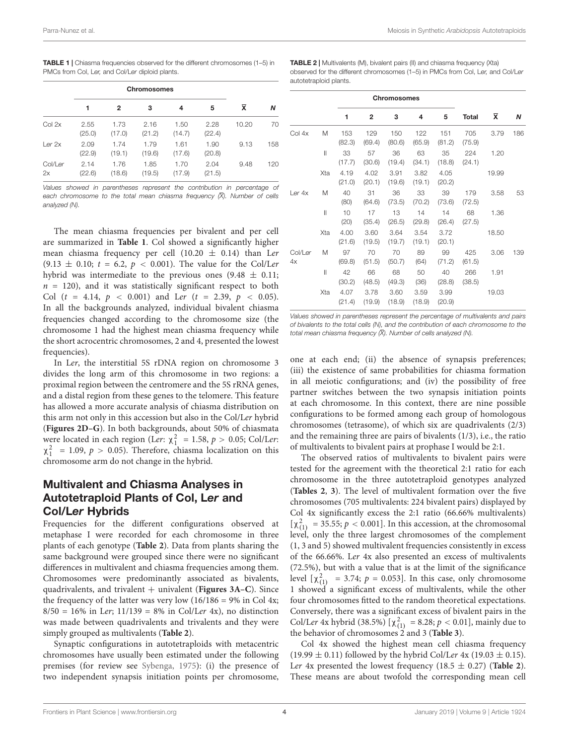**TABLE 1 |** Chiasma frequencies observed for the different chromosomes (1–5) in PMCs from Col, L*er*, and Col/L*er* diploid plants.

| | Chromosomes | | | | | | |
|---|---|---|---|---|---|---|---|
| | 1 | 2 | 3 | 4 | 5 | $\bar{X}$ | N |
| Col 2x | 2.55 (25.0) | 1.73 (17.0) | 2.16 (21.2) | 1.50 (14.7) | 2.28 (22.4) | 10.20 | 70 |
| L*er* 2x | 2.09 (22.9) | 1.74 (19.1) | 1.79 (19.6) | 1.61 (17.6) | 1.90 (20.8) | 9.13 | 158 |
| Col/L*er* 2x | 2.14 (22.6) | 1.76 (18.6) | 1.85 (19.5) | 1.70 (17.9) | 2.04 (21.5) | 9.48 | 120 |

*Values showed in parentheses represent the contribution in percentage of each chromosome to the total mean chiasma frequency ($\bar{X}$). Number of cells analyzed (N).*

The mean chiasma frequencies per bivalent and per cell are summarized in **Table 1**. Col showed a significantly higher mean chiasma frequency per cell (10.20 ± 0.14) than L*er* (9.13 ± 0.10; $t = 6.2$, $p < 0.001$). The value for the Col/L*er* hybrid was intermediate to the previous ones (9.48 ± 0.11; $n = 120$), and it was statistically significant respect to both Col ($t = 4.14$, $p < 0.001$) and L*er* ($t = 2.39$, $p < 0.05$). In all the backgrounds analyzed, individual bivalent chiasma frequencies changed according to the chromosome size (the chromosome 1 had the highest mean chiasma frequency while the short acrocentric chromosomes, 2 and 4, presented the lowest frequencies).

In L*er*, the interstitial 5S rDNA region on chromosome 3 divides the long arm of this chromosome in two regions: a proximal region between the centromere and the 5S rRNA genes, and a distal region from these genes to the telomere. This feature has allowed a more accurate analysis of chiasma distribution on this arm not only in this accession but also in the Col/L*er* hybrid (**Figures 2D–G**). In both backgrounds, about 50% of chiasmata were located in each region (L*er*: $\chi^2_1 = 1.58$, $p > 0.05$; Col/L*er*: $\chi^2_1 = 1.09$, $p > 0.05$). Therefore, chiasma localization on this chromosome arm do not change in the hybrid.

## Multivalent and Chiasma Analyses in Autotetraploid Plants of Col, L*er* and Col/L*er* Hybrids

Frequencies for the different configurations observed at metaphase I were recorded for each chromosome in three plants of each genotype (**Table 2**). Data from plants sharing the same background were grouped since there were no significant differences in multivalent and chiasma frequencies among them. Chromosomes were predominantly associated as bivalents, quadrivalents, and trivalent + univalent (**Figures 3A–C**). Since the frequency of the latter was very low (16/186 = 9% in Col 4x; 8/50 = 16% in L*er*; 11/139 = 8% in Col/L*er* 4x), no distinction was made between quadrivalents and trivalents and they were simply grouped as multivalents (**Table 2**).

Synaptic configurations in autotetraploids with metacentric chromosomes have usually been estimated under the following premises (for review see Sybenga, 1975): (i) the presence of two independent synapsis initiation points per chromosome, one at each end; (ii) the absence of synapsis preferences; (iii) the existence of same probabilities for chiasma formation in all meiotic configurations; and (iv) the possibility of free partner switches between the two synapsis initiation points at each chromosome. In this context, there are nine possible configurations to be formed among each group of homologous chromosomes (tetrasome), of which six are quadrivalents (2/3) and the remaining three are pairs of bivalents (1/3), i.e., the ratio of multivalents to bivalent pairs at prophase I would be 2:1.

**TABLE 2 |** Multivalents (M), bivalent pairs (II) and chiasma frequency (Xta) observed for the different chromosomes (1–5) in PMCs from Col, L*er*, and Col/L*er* autotetraploid plants.

| | | Chromosomes | | | | | | | |
|---|---|---|---|---|---|---|---|---|---|
| | | 1 | 2 | 3 | 4 | 5 | Total | $\bar{X}$ | N |
| Col 4x | M | 153 (82.3) | 129 (69.4) | 150 (80.6) | 122 (65.9) | 151 (81.2) | 705 (75.9) | 3.79 | 186 |
| | II | 33 (17.7) | 57 (30.6) | 36 (19.4) | 63 (34.1) | 35 (18.8) | 224 (24.1) | 1.20 | |
| | Xta | 4.19 (21.0) | 4.02 (20.1) | 3.91 (19.6) | 3.82 (19.1) | 4.05 (20.2) | | 19.99 | |
| L*er* 4x | M | 40 (80) | 31 (64.6) | 36 (73.5) | 33 (70.2) | 39 (73.6) | 179 (72.5) | 3.58 | 53 |
| | II | 10 (20) | 17 (35.4) | 13 (26.5) | 14 (29.8) | 14 (26.4) | 68 (27.5) | 1.36 | |
| | Xta | 4.00 (21.6) | 3.60 (19.5) | 3.64 (19.7) | 3.54 (19.1) | 3.72 (20.1) | | 18.50 | |
| Col/L*er* 4x | M | 97 (69.8) | 70 (51.5) | 70 (50.7) | 89 (64) | 99 (71.2) | 425 (61.5) | 3.06 | 139 |
| | II | 42 (30.2) | 66 (48.5) | 68 (49.3) | 50 (36) | 40 (28.8) | 266 (38.5) | 1.91 | |
| | Xta | 4.07 (21.4) | 3.78 (19.9) | 3.60 (18.9) | 3.59 (18.9) | 3.99 (20.9) | | 19.03 | |

*Values showed in parentheses represent the percentage of multivalents and pairs of bivalents to the total cells (N), and the contribution of each chromosome to the total mean chiasma frequency ($\bar{X}$). Number of cells analyzed (N).*

The observed ratios of multivalents to bivalent pairs were tested for the agreement with the theoretical 2:1 ratio for each chromosome in the three autotetraploid genotypes analyzed (**Tables 2**, **3**). The level of multivalent formation over the five chromosomes (705 multivalents: 224 bivalent pairs) displayed by Col 4x significantly excess the 2:1 ratio (66.66% multivalents) [$\chi^2_{(1)} = 35.55$; $p < 0.001$]. In this accession, at the chromosomal level, only the three largest chromosomes of the complement (1, 3 and 5) showed multivalent frequencies consistently in excess of the 66.66%. L*er* 4x also presented an excess of multivalents (72.5%), but with a value that is at the limit of the significance level [$\chi^2_{(1)} = 3.74$; $p = 0.053$]. In this case, only chromosome 1 showed a significant excess of multivalents, while the other four chromosomes fitted to the random theoretical expectations. Conversely, there was a significant excess of bivalent pairs in the Col/L*er* 4x hybrid (38.5%) [$\chi^2_{(1)} = 8.28$; $p < 0.01$], mainly due to the behavior of chromosomes 2 and 3 (**Table 3**).

Col 4x showed the highest mean cell chiasma frequency (19.99 ± 0.11) followed by the hybrid Col/L*er* 4x (19.03 ± 0.15). L*er* 4x presented the lowest frequency (18.5 ± 0.27) (**Table 2**). These means are about twofold the corresponding mean cell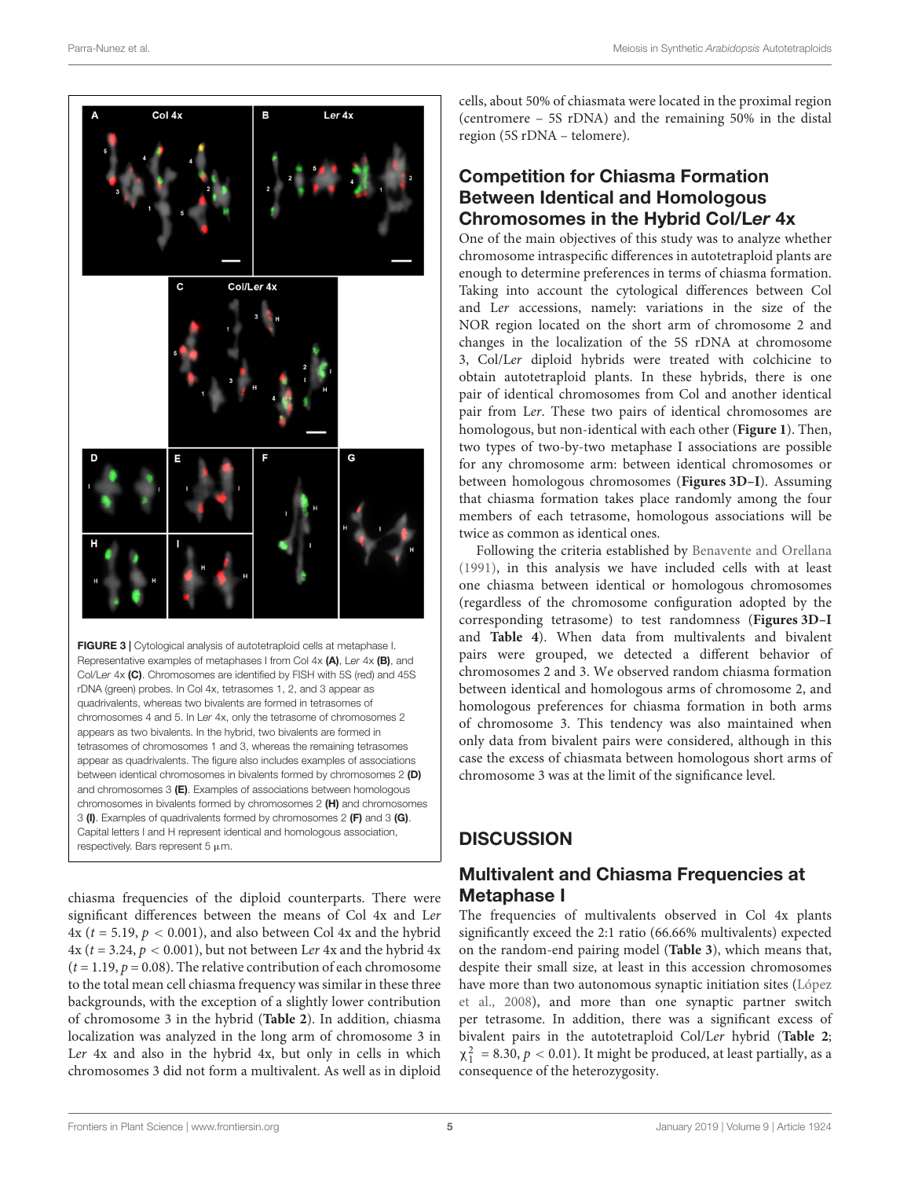FIGURE 3 | Cytological analysis of autotetraploid cells at metaphase I. Representative examples of metaphases I from Col 4x **(A)**, L*er* 4x **(B)**, and Col/L*er* 4x **(C)**. Chromosomes are identified by FISH with 5S (red) and 45S rDNA (green) probes. In Col 4x, tetrasomes 1, 2, and 3 appear as quadrivalents, whereas two bivalents are formed in tetrasomes of chromosomes 4 and 5. In L*er* 4x, only the tetrasome of chromosomes 2 appears as two bivalents. In the hybrid, two bivalents are formed in tetrasomes of chromosomes 1 and 3, whereas the remaining tetrasomes appear as quadrivalents. The figure also includes examples of associations between identical chromosomes in bivalents formed by chromosomes 2 **(D)** and chromosomes 3 **(E)**. Examples of associations between homologous chromosomes in bivalents formed by chromosomes 2 **(H)** and chromosomes 3 **(I)**. Examples of quadrivalents formed by chromosomes 2 **(F)** and 3 **(G)**. Capital letters I and H represent identical and homologous association, respectively. Bars represent 5 μm.

chiasma frequencies of the diploid counterparts. There were significant differences between the means of Col 4x and L*er* 4x ($t = 5.19$, $p < 0.001$), and also between Col 4x and the hybrid 4x ($t = 3.24$, $p < 0.001$), but not between L*er* 4x and the hybrid 4x ($t = 1.19$, $p = 0.08$). The relative contribution of each chromosome to the total mean cell chiasma frequency was similar in these three backgrounds, with the exception of a slightly lower contribution of chromosome 3 in the hybrid (**Table 2**). In addition, chiasma localization was analyzed in the long arm of chromosome 3 in L*er* 4x and also in the hybrid 4x, but only in cells in which chromosomes 3 did not form a multivalent. As well as in diploid cells, about 50% of chiasmata were located in the proximal region (centromere – 5S rDNA) and the remaining 50% in the distal region (5S rDNA – telomere).

## Competition for Chiasma Formation Between Identical and Homologous Chromosomes in the Hybrid Col/L*er* 4x

One of the main objectives of this study was to analyze whether chromosome intraspecific differences in autotetraploid plants are enough to determine preferences in terms of chiasma formation. Taking into account the cytological differences between Col and L*er* accessions, namely: variations in the size of the NOR region located on the short arm of chromosome 2 and changes in the localization of the 5S rDNA at chromosome 3, Col/L*er* diploid hybrids were treated with colchicine to obtain autotetraploid plants. In these hybrids, there is one pair of identical chromosomes from Col and another identical pair from L*er*. These two pairs of identical chromosomes are homologous, but non-identical with each other (**Figure 1**). Then, two types of two-by-two metaphase I associations are possible for any chromosome arm: between identical chromosomes or between homologous chromosomes (**Figures 3D–I**). Assuming that chiasma formation takes place randomly among the four members of each tetrasome, homologous associations will be twice as common as identical ones.

Following the criteria established by Benavente and Orellana (1991), in this analysis we have included cells with at least one chiasma between identical or homologous chromosomes (regardless of the chromosome configuration adopted by the corresponding tetrasome) to test randomness (**Figures 3D–I** and **Table 4**). When data from multivalents and bivalent pairs were grouped, we detected a different behavior of chromosomes 2 and 3. We observed random chiasma formation between identical and homologous arms of chromosome 2, and homologous preferences for chiasma formation in both arms of chromosome 3. This tendency was also maintained when only data from bivalent pairs were considered, although in this case the excess of chiasmata between homologous short arms of chromosome 3 was at the limit of the significance level.

# DISCUSSION

## Multivalent and Chiasma Frequencies at Metaphase I

The frequencies of multivalents observed in Col 4x plants significantly exceed the 2:1 ratio (66.66% multivalents) expected on the random-end pairing model (**Table 3**), which means that, despite their small size, at least in this accession chromosomes have more than two autonomous synaptic initiation sites (López et al., 2008), and more than one synaptic partner switch per tetrasome. In addition, there was a significant excess of bivalent pairs in the autotetraploid Col/L*er* hybrid (**Table 2**; $\chi^2_1 = 8.30$, $p < 0.01$). It might be produced, at least partially, as a consequence of the heterozygosity.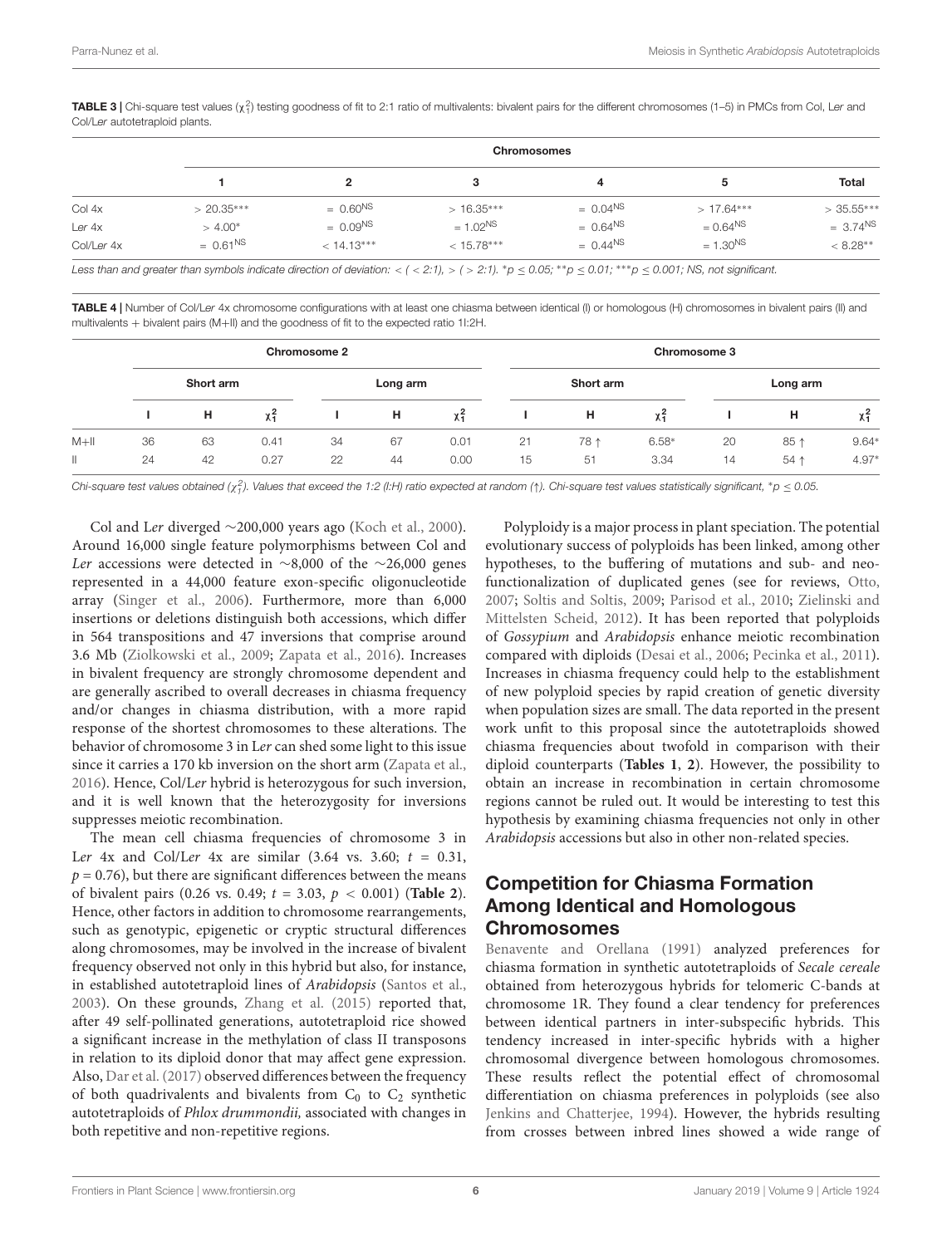**TABLE 3 |** Chi-square test values ($\chi_1^2$) testing goodness of fit to 2:1 ratio of multivalents: bivalent pairs for the different chromosomes (1–5) in PMCs from Col, L*er* and Col/L*er* autotetraploid plants.

| | Chromosomes | | | | | |
|---|---|---|---|---|---|---|
| | 1 | 2 | 3 | 4 | 5 | Total |
| Col 4x | $> 20.35^{***}$ | $= 0.60^{NS}$ | $> 16.35^{***}$ | $= 0.04^{NS}$ | $> 17.64^{***}$ | $> 35.55^{***}$ |
| L*er* 4x | $> 4.00^{*}$ | $= 0.09^{NS}$ | $= 1.02^{NS}$ | $= 0.64^{NS}$ | $= 0.64^{NS}$ | $= 3.74^{NS}$ |
| Col/L*er* 4x | $= 0.61^{NS}$ | $< 14.13^{***}$ | $< 15.78^{***}$ | $= 0.44^{NS}$ | $= 1.30^{NS}$ | $< 8.28^{**}$ |

*Less than and greater than symbols indicate direction of deviation: < ( < 2:1), > ( > 2:1). *p ≤ 0.05; **p ≤ 0.01; ***p ≤ 0.001; NS, not significant.*

**TABLE 4 |** Number of Col/L*er* 4x chromosome configurations with at least one chiasma between identical (I) or homologous (H) chromosomes in bivalent pairs (II) and multivalents + bivalent pairs (M+II) and the goodness of fit to the expected ratio 1I:2H.

| | Chromosome 2 | | | | | | Chromosome 3 | | | | | |
|---|---|---|---|---|---|---|---|---|---|---|---|---|
| | Short arm | | | Long arm | | | Short arm | | | Long arm | | |
| | I | H | $\chi_1^2$ | I | H | $\chi_1^2$ | I | H | $\chi_1^2$ | I | H | $\chi_1^2$ |
| M+II | 36 | 63 | 0.41 | 34 | 67 | 0.01 | 21 | 78 ↑ | 6.58* | 20 | 85 ↑ | 9.64* |
| II | 24 | 42 | 0.27 | 22 | 44 | 0.00 | 15 | 51 | 3.34 | 14 | 54 ↑ | 4.97* |

*Chi-square test values obtained ($\chi_1^2$). Values that exceed the 1:2 (I:H) ratio expected at random (↑). Chi-square test values statistically significant, *p ≤ 0.05.*

Col and L*er* diverged ~200,000 years ago (Koch et al., 2000). Around 16,000 single feature polymorphisms between Col and L*er* accessions were detected in ~8,000 of the ~26,000 genes represented in a 44,000 feature exon-specific oligonucleotide array (Singer et al., 2006). Furthermore, more than 6,000 insertions or deletions distinguish both accessions, which differ in 564 transpositions and 47 inversions that comprise around 3.6 Mb (Ziolkowski et al., 2009; Zapata et al., 2016). Increases in bivalent frequency are strongly chromosome dependent and are generally ascribed to overall decreases in chiasma frequency and/or changes in chiasma distribution, with a more rapid response of the shortest chromosomes to these alterations. The behavior of chromosome 3 in L*er* can shed some light to this issue since it carries a 170 kb inversion on the short arm (Zapata et al., 2016). Hence, Col/L*er* hybrid is heterozygous for such inversion, and it is well known that the heterozygosity for inversions suppresses meiotic recombination.

The mean cell chiasma frequencies of chromosome 3 in L*er* 4x and Col/L*er* 4x are similar (3.64 vs. 3.60; $t = 0.31$, $p = 0.76$), but there are significant differences between the means of bivalent pairs (0.26 vs. 0.49; $t = 3.03$, $p < 0.001$) (**Table 2**). Hence, other factors in addition to chromosome rearrangements, such as genotypic, epigenetic or cryptic structural differences along chromosomes, may be involved in the increase of bivalent frequency observed not only in this hybrid but also, for instance, in established autotetraploid lines of *Arabidopsis* (Santos et al., 2003). On these grounds, Zhang et al. (2015) reported that, after 49 self-pollinated generations, autotetraploid rice showed a significant increase in the methylation of class II transposons in relation to its diploid donor that may affect gene expression. Also, Dar et al. (2017) observed differences between the frequency of both quadrivalents and bivalents from $C_0$ to $C_2$ synthetic autotetraploids of *Phlox drummondii,* associated with changes in both repetitive and non-repetitive regions.

Polyploidy is a major process in plant speciation. The potential evolutionary success of polyploids has been linked, among other hypotheses, to the buffering of mutations and sub- and neo-functionalization of duplicated genes (see for reviews, Otto, 2007; Soltis and Soltis, 2009; Parisod et al., 2010; Zielinski and Mittelsten Scheid, 2012). It has been reported that polyploids of *Gossypium* and *Arabidopsis* enhance meiotic recombination compared with diploids (Desai et al., 2006; Pecinka et al., 2011). Increases in chiasma frequency could help to the establishment of new polyploid species by rapid creation of genetic diversity when population sizes are small. The data reported in the present work unfit to this proposal since the autotetraploids showed chiasma frequencies about twofold in comparison with their diploid counterparts (**Tables 1**, **2**). However, the possibility to obtain an increase in recombination in certain chromosome regions cannot be ruled out. It would be interesting to test this hypothesis by examining chiasma frequencies not only in other *Arabidopsis* accessions but also in other non-related species.

## Competition for Chiasma Formation Among Identical and Homologous Chromosomes

Benavente and Orellana (1991) analyzed preferences for chiasma formation in synthetic autotetraploids of *Secale cereale* obtained from heterozygous hybrids for telomeric C-bands at chromosome 1R. They found a clear tendency for preferences between identical partners in inter-subspecific hybrids. This tendency increased in inter-specific hybrids with a higher chromosomal divergence between homologous chromosomes. These results reflect the potential effect of chromosomal differentiation on chiasma preferences in polyploids (see also Jenkins and Chatterjee, 1994). However, the hybrids resulting from crosses between inbred lines showed a wide range of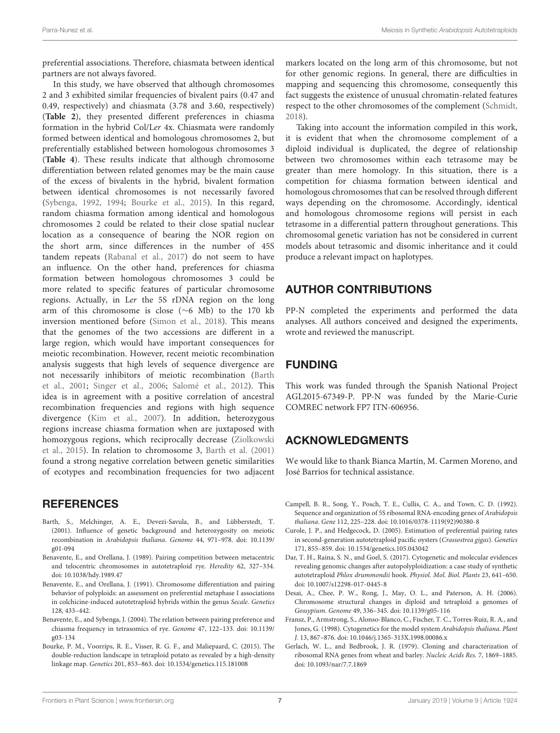preferential associations. Therefore, chiasmata between identical partners are not always favored.

In this study, we have observed that although chromosomes 2 and 3 exhibited similar frequencies of bivalent pairs (0.47 and 0.49, respectively) and chiasmata (3.78 and 3.60, respectively) (**Table 2**), they presented different preferences in chiasma formation in the hybrid Col/L*er* 4x. Chiasmata were randomly formed between identical and homologous chromosomes 2, but preferentially established between homologous chromosomes 3 (**Table 4**). These results indicate that although chromosome differentiation between related genomes may be the main cause of the excess of bivalents in the hybrid, bivalent formation between identical chromosomes is not necessarily favored (Sybenga, 1992, 1994; Bourke et al., 2015). In this regard, random chiasma formation among identical and homologous chromosomes 2 could be related to their close spatial nuclear location as a consequence of bearing the NOR region on the short arm, since differences in the number of 45S tandem repeats (Rabanal et al., 2017) do not seem to have an influence. On the other hand, preferences for chiasma formation between homologous chromosomes 3 could be more related to specific features of particular chromosome regions. Actually, in L*er* the 5S rDNA region on the long arm of this chromosome is close (~6 Mb) to the 170 kb inversion mentioned before (Simon et al., 2018). This means that the genomes of the two accessions are different in a large region, which would have important consequences for meiotic recombination. However, recent meiotic recombination analysis suggests that high levels of sequence divergence are not necessarily inhibitors of meiotic recombination (Barth et al., 2001; Singer et al., 2006; Salomé et al., 2012). This idea is in agreement with a positive correlation of ancestral recombination frequencies and regions with high sequence divergence (Kim et al., 2007). In addition, heterozygous regions increase chiasma formation when are juxtaposed with homozygous regions, which reciprocally decrease (Ziolkowski et al., 2015). In relation to chromosome 3, Barth et al. (2001) found a strong negative correlation between genetic similarities of ecotypes and recombination frequencies for two adjacent markers located on the long arm of this chromosome, but not for other genomic regions. In general, there are difficulties in mapping and sequencing this chromosome, consequently this fact suggests the existence of unusual chromatin-related features respect to the other chromosomes of the complement (Schmidt, 2018).

Taking into account the information compiled in this work, it is evident that when the chromosome complement of a diploid individual is duplicated, the degree of relationship between two chromosomes within each tetrasome may be greater than mere homology. In this situation, there is a competition for chiasma formation between identical and homologous chromosomes that can be resolved through different ways depending on the chromosome. Accordingly, identical and homologous chromosome regions will persist in each tetrasome in a differential pattern throughout generations. This chromosomal genetic variation has not be considered in current models about tetrasomic and disomic inheritance and it could produce a relevant impact on haplotypes.

## AUTHOR CONTRIBUTIONS

PP-N completed the experiments and performed the data analyses. All authors conceived and designed the experiments, wrote and reviewed the manuscript.

## FUNDING

This work was funded through the Spanish National Project AGL2015-67349-P. PP-N was funded by the Marie-Curie COMREC network FP7 ITN-606956.

## ACKNOWLEDGMENTS

We would like to thank Bianca Martín, M. Carmen Moreno, and José Barrios for technical assistance.

## REFERENCES

Barth, S., Melchinger, A. E., Devezi-Savula, B., and Lübberstedt, T. (2001). Influence of genetic background and heterozygosity on meiotic recombination in *Arabidopsis thaliana*. *Genome* 44, 971–978. doi: 10.1139/g01-094

Benavente, E., and Orellana, J. (1989). Pairing competition between metacentric and telocentric chromosomes in autotetraploid rye. *Heredity* 62, 327–334. doi: 10.1038/hdy.1989.47

Benavente, E., and Orellana, J. (1991). Chromosome differentiation and pairing behavior of polyploids: an assessment on preferential metaphase I associations in colchicine-induced autotetraploid hybrids within the genus *Secale*. *Genetics* 128, 433–442.

Benavente, E., and Sybenga, J. (2004). The relation between pairing preference and chiasma frequency in tetrasomics of rye. *Genome* 47, 122–133. doi: 10.1139/g03-134

Bourke, P. M., Voorrips, R. E., Visser, R. G. F., and Maliepaard, C. (2015). The double-reduction landscape in tetraploid potato as revealed by a high-density linkage map. *Genetics* 201, 853–863. doi: 10.1534/genetics.115.181008

Campell, B. R., Song, Y., Posch, T. E., Cullis, C. A., and Town, C. D. (1992). Sequence and organization of 5S ribosomal RNA-encoding genes of *Arabidopsis thaliana*. *Gene* 112, 225–228. doi: 10.1016/0378-1119(92)90380-8

Curole, J. P., and Hedgecock, D. (2005). Estimation of preferential pairing rates in second-generation autotetraploid pacific oysters (*Crassostrea gigas*). *Genetics* 171, 855–859. doi: 10.1534/genetics.105.043042

Dar, T. H., Raina, S. N., and Goel, S. (2017). Chromosome and molecular evidences revealing genomic changes after autopolyploidization: a case study of synthetic autotetraploid *Phlox drummondii* hook. *Physiol. Mol. Biol. Plants* 23, 641–650. doi: 10.1007/s12298-017-0445-8

Desai, A., Chee, P. W., Rong, J., May, O. L., and Paterson, A. H. (2006). Chromosome structural changes in diploid and tetraploid a genomes of *Gossypium*. *Genome* 49, 336–345. doi: 10.1139/g05-116

Fransz, P., Armstrong, S., Alonso-Blanco, C., Fischer, T. C., Torres-Ruiz, R. A., and Jones, G. (1998). Cytogenetics for the model system *Arabidopsis thaliana*. *Plant J.* 13, 867–876. doi: 10.1046/j.1365-313X.1998.00086.x

Gerlach, W. L., and Bedbrook, J. R. (1979). Cloning and characterization of ribosomal RNA genes from wheat and barley. *Nucleic Acids Res.* 7, 1869–1885. doi: 10.1093/nar/7.7.1869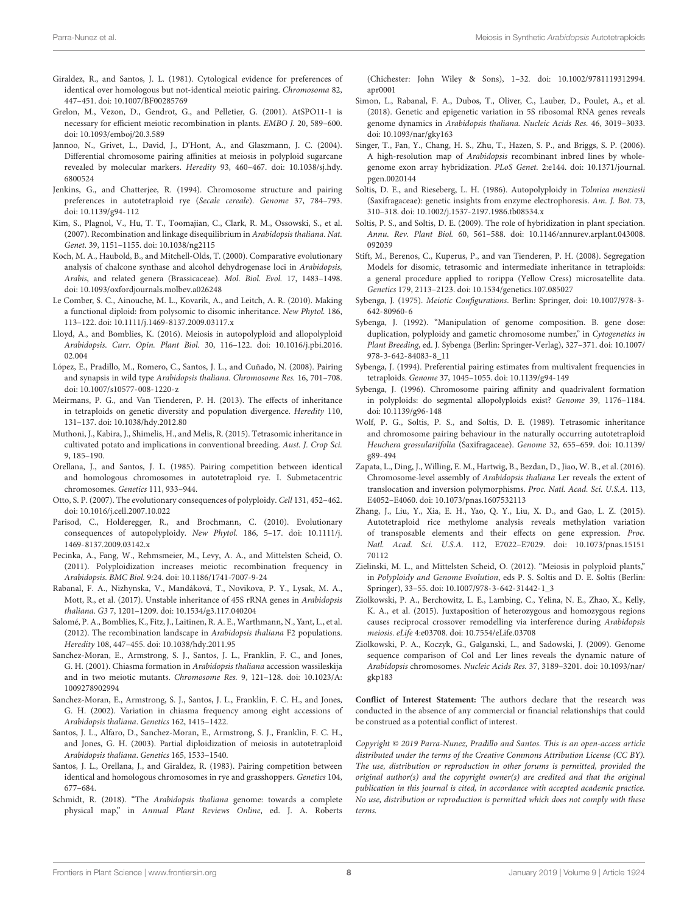Giraldez, R., and Santos, J. L. (1981). Cytological evidence for preferences of identical over homologous but not-identical meiotic pairing. *Chromosoma* 82, 447–451. doi: 10.1007/BF00285769

Grelon, M., Vezon, D., Gendrot, G., and Pelletier, G. (2001). AtSPO11-1 is necessary for efficient meiotic recombination in plants. *EMBO J.* 20, 589–600. doi: 10.1093/emboj/20.3.589

Jannoo, N., Grivet, L., David, J., D'Hont, A., and Glaszmann, J. C. (2004). Differential chromosome pairing affinities at meiosis in polyploid sugarcane revealed by molecular markers. *Heredity* 93, 460–467. doi: 10.1038/sj.hdy.6800524

Jenkins, G., and Chatterjee, R. (1994). Chromosome structure and pairing preferences in autotetraploid rye (*Secale cereale*). *Genome* 37, 784–793. doi: 10.1139/g94-112

Kim, S., Plagnol, V., Hu, T. T., Toomajian, C., Clark, R. M., Ossowski, S., et al. (2007). Recombination and linkage disequilibrium in *Arabidopsis thaliana*. *Nat. Genet.* 39, 1151–1155. doi: 10.1038/ng2115

Koch, M. A., Haubold, B., and Mitchell-Olds, T. (2000). Comparative evolutionary analysis of chalcone synthase and alcohol dehydrogenase loci in *Arabidopsis*, *Arabis*, and related genera (Brassicaceae). *Mol. Biol. Evol.* 17, 1483–1498. doi: 10.1093/oxfordjournals.molbev.a026248

Le Comber, S. C., Ainouche, M. L., Kovarik, A., and Leitch, A. R. (2010). Making a functional diploid: from polysomic to disomic inheritance. *New Phytol.* 186, 113–122. doi: 10.1111/j.1469-8137.2009.03117.x

Lloyd, A., and Bomblies, K. (2016). Meiosis in autopolyploid and allopolyploid *Arabidopsis*. *Curr. Opin. Plant Biol.* 30, 116–122. doi: 10.1016/j.pbi.2016.02.004

López, E., Pradillo, M., Romero, C., Santos, J. L., and Cuñado, N. (2008). Pairing and synapsis in wild type *Arabidopsis thaliana*. *Chromosome Res.* 16, 701–708. doi: 10.1007/s10577-008-1220-z

Meirmans, P. G., and Van Tienderen, P. H. (2013). The effects of inheritance in tetraploids on genetic diversity and population divergence. *Heredity* 110, 131–137. doi: 10.1038/hdy.2012.80

Muthoni, J., Kabira, J., Shimelis, H., and Melis, R. (2015). Tetrasomic inheritance in cultivated potato and implications in conventional breeding. *Aust. J. Crop Sci.* 9, 185–190.

Orellana, J., and Santos, J. L. (1985). Pairing competition between identical and homologous chromosomes in autotetraploid rye. I. Submetacentric chromosomes. *Genetics* 111, 933–944.

Otto, S. P. (2007). The evolutionary consequences of polyploidy. *Cell* 131, 452–462. doi: 10.1016/j.cell.2007.10.022

Parisod, C., Holderegger, R., and Brochmann, C. (2010). Evolutionary consequences of autopolyploidy. *New Phytol.* 186, 5–17. doi: 10.1111/j.1469-8137.2009.03142.x

Pecinka, A., Fang, W., Rehmsmeier, M., Levy, A. A., and Mittelsten Scheid, O. (2011). Polyploidization increases meiotic recombination frequency in *Arabidopsis*. *BMC Biol.* 9:24. doi: 10.1186/1741-7007-9-24

Rabanal, F. A., Nizhynska, V., Mandáková, T., Novikova, P. Y., Lysak, M. A., Mott, R., et al. (2017). Unstable inheritance of 45S rRNA genes in *Arabidopsis thaliana*. *G3* 7, 1201–1209. doi: 10.1534/g3.117.040204

Salomé, P. A., Bomblies, K., Fitz, J., Laitinen, R. A. E., Warthmann, N., Yant, L., et al. (2012). The recombination landscape in *Arabidopsis thaliana* F2 populations. *Heredity* 108, 447–455. doi: 10.1038/hdy.2011.95

Sanchez-Moran, E., Armstrong, S. J., Santos, J. L., Franklin, F. C., and Jones, G. H. (2001). Chiasma formation in *Arabidopsis thaliana* accession wassileskija and in two meiotic mutants. *Chromosome Res.* 9, 121–128. doi: 10.1023/A:1009278902994

Sanchez-Moran, E., Armstrong, S. J., Santos, J. L., Franklin, F. C. H., and Jones, G. H. (2002). Variation in chiasma frequency among eight accessions of *Arabidopsis thaliana*. *Genetics* 162, 1415–1422.

Santos, J. L., Alfaro, D., Sanchez-Moran, E., Armstrong, S. J., Franklin, F. C. H., and Jones, G. H. (2003). Partial diploidization of meiosis in autotetraploid *Arabidopsis thaliana*. *Genetics* 165, 1533–1540.

Santos, J. L., Orellana, J., and Giraldez, R. (1983). Pairing competition between identical and homologous chromosomes in rye and grasshoppers. *Genetics* 104, 677–684.

Schmidt, R. (2018). "The *Arabidopsis thaliana* genome: towards a complete physical map," in *Annual Plant Reviews Online*, ed. J. A. Roberts (Chichester: John Wiley & Sons), 1–32. doi: 10.1002/9781119312994.apr0001

Simon, L., Rabanal, F. A., Dubos, T., Oliver, C., Lauber, D., Poulet, A., et al. (2018). Genetic and epigenetic variation in 5S ribosomal RNA genes reveals genome dynamics in *Arabidopsis thaliana*. *Nucleic Acids Res.* 46, 3019–3033. doi: 10.1093/nar/gky163

Singer, T., Fan, Y., Chang, H. S., Zhu, T., Hazen, S. P., and Briggs, S. P. (2006). A high-resolution map of *Arabidopsis* recombinant inbred lines by whole-genome exon array hybridization. *PLoS Genet.* 2:e144. doi: 10.1371/journal.pgen.0020144

Soltis, D. E., and Rieseberg, L. H. (1986). Autopolyploidy in *Tolmiea menziesii* (Saxifragaceae): genetic insights from enzyme electrophoresis. *Am. J. Bot.* 73, 310–318. doi: 10.1002/j.1537-2197.1986.tb08534.x

Soltis, P. S., and Soltis, D. E. (2009). The role of hybridization in plant speciation. *Annu. Rev. Plant Biol.* 60, 561–588. doi: 10.1146/annurev.arplant.043008.092039

Stift, M., Berenos, C., Kuperus, P., and van Tienderen, P. H. (2008). Segregation Models for disomic, tetrasomic and intermediate inheritance in tetraploids: a general procedure applied to rorippa (Yellow Cress) microsatellite data. *Genetics* 179, 2113–2123. doi: 10.1534/genetics.107.085027

Sybenga, J. (1975). *Meiotic Configurations*. Berlin: Springer, doi: 10.1007/978-3-642-80960-6

Sybenga, J. (1992). "Manipulation of genome composition. B. gene dose: duplication, polyploidy and gametic chromosome number," in *Cytogenetics in Plant Breeding*, ed. J. Sybenga (Berlin: Springer-Verlag), 327–371. doi: 10.1007/978-3-642-84083-8_11

Sybenga, J. (1994). Preferential pairing estimates from multivalent frequencies in tetraploids. *Genome* 37, 1045–1055. doi: 10.1139/g94-149

Sybenga, J. (1996). Chromosome pairing affinity and quadrivalent formation in polyploids: do segmental allopolyploids exist? *Genome* 39, 1176–1184. doi: 10.1139/g96-148

Wolf, P. G., Soltis, P. S., and Soltis, D. E. (1989). Tetrasomic inheritance and chromosome pairing behaviour in the naturally occurring autotetraploid *Heuchera grossulariifolia* (Saxifragaceae). *Genome* 32, 655–659. doi: 10.1139/g89-494

Zapata, L., Ding, J., Willing, E. M., Hartwig, B., Bezdan, D., Jiao, W. B., et al. (2016). Chromosome-level assembly of *Arabidopsis thaliana* Ler reveals the extent of translocation and inversion polymorphisms. *Proc. Natl. Acad. Sci. U.S.A.* 113, E4052–E4060. doi: 10.1073/pnas.1607532113

Zhang, J., Liu, Y., Xia, E. H., Yao, Q. Y., Liu, X. D., and Gao, L. Z. (2015). Autotetraploid rice methylome analysis reveals methylation variation of transposable elements and their effects on gene expression. *Proc. Natl. Acad. Sci. U.S.A.* 112, E7022–E7029. doi: 10.1073/pnas.1515170112

Zielinski, M. L., and Mittelsten Scheid, O. (2012). "Meiosis in polyploid plants," in *Polyploidy and Genome Evolution*, eds P. S. Soltis and D. E. Soltis (Berlin: Springer), 33–55. doi: 10.1007/978-3-642-31442-1_3

Ziolkowski, P. A., Berchowitz, L. E., Lambing, C., Yelina, N. E., Zhao, X., Kelly, K. A., et al. (2015). Juxtaposition of heterozygous and homozygous regions causes reciprocal crossover remodelling via interference during *Arabidopsis* meiosis. *eLife* 4:e03708. doi: 10.7554/eLife.03708

Ziolkowski, P. A., Koczyk, G., Galganski, L., and Sadowski, J. (2009). Genome sequence comparison of Col and Ler lines reveals the dynamic nature of *Arabidopsis* chromosomes. *Nucleic Acids Res.* 37, 3189–3201. doi: 10.1093/nar/gkp183

**Conflict of Interest Statement:** The authors declare that the research was conducted in the absence of any commercial or financial relationships that could be construed as a potential conflict of interest.

*Copyright © 2019 Parra-Nunez, Pradillo and Santos. This is an open-access article distributed under the terms of the Creative Commons Attribution License (CC BY). The use, distribution or reproduction in other forums is permitted, provided the original author(s) and the copyright owner(s) are credited and that the original publication in this journal is cited, in accordance with accepted academic practice. No use, distribution or reproduction is permitted which does not comply with these terms.*